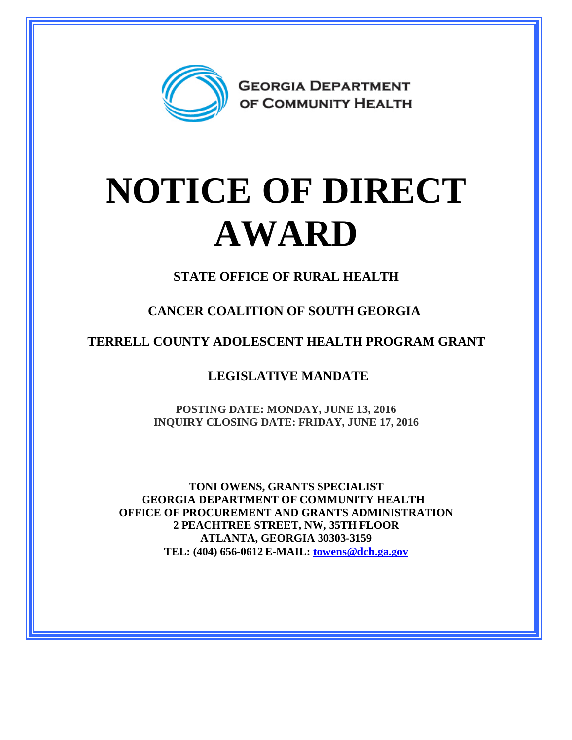GEORGIA DEPARTMENT OF COMMUNITY HEALTH

# NOTICE OF DIRECT AWARD

**STATE OFFICE OF RURAL HEALTH**

**CANCER COALITION OF SOUTH GEORGIA**

**TERRELL COUNTY ADOLESCENT HEALTH PROGRAM GRANT**

**LEGISLATIVE MANDATE**

**POSTING DATE: MONDAY, JUNE 13, 2016**
**INQUIRY CLOSING DATE: FRIDAY, JUNE 17, 2016**

**TONI OWENS, GRANTS SPECIALIST**
**GEORGIA DEPARTMENT OF COMMUNITY HEALTH**
**OFFICE OF PROCUREMENT AND GRANTS ADMINISTRATION**
**2 PEACHTREE STREET, NW, 35TH FLOOR**
**ATLANTA, GEORGIA 30303-3159**
**TEL: (404) 656-0612 E-MAIL: [towens@dch.ga.gov](mailto:towens@dch.ga.gov)**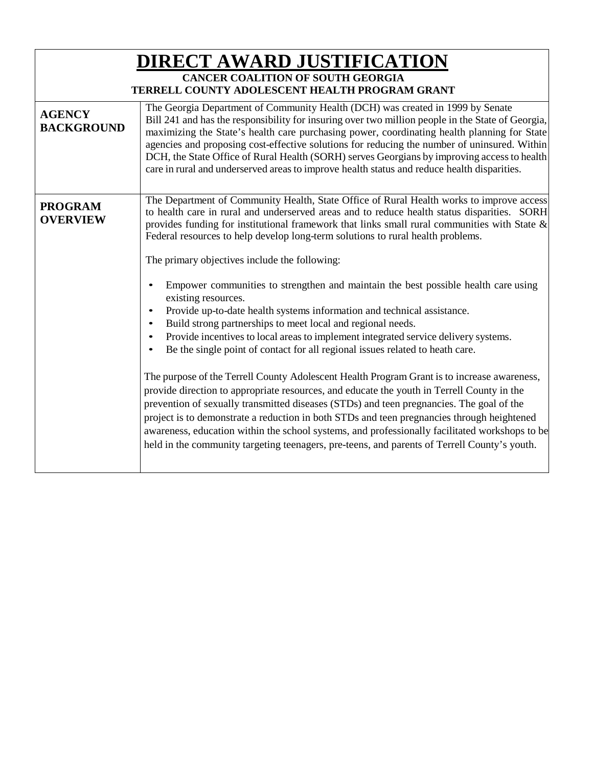# DIRECT AWARD JUSTIFICATION

**CANCER COALITION OF SOUTH GEORGIA**
**TERRELL COUNTY ADOLESCENT HEALTH PROGRAM GRANT**

| | |
|---|---|
| **AGENCY BACKGROUND** | The Georgia Department of Community Health (DCH) was created in 1999 by Senate Bill 241 and has the responsibility for insuring over two million people in the State of Georgia, maximizing the State's health care purchasing power, coordinating health planning for State agencies and proposing cost-effective solutions for reducing the number of uninsured. Within DCH, the State Office of Rural Health (SORH) serves Georgians by improving access to health care in rural and underserved areas to improve health status and reduce health disparities. |
| **PROGRAM OVERVIEW** | The Department of Community Health, State Office of Rural Health works to improve access to health care in rural and underserved areas and to reduce health status disparities. SORH provides funding for institutional framework that links small rural communities with State & Federal resources to help develop long-term solutions to rural health problems.<br><br>The primary objectives include the following:<br><br>• Empower communities to strengthen and maintain the best possible health care using existing resources.<br>• Provide up-to-date health systems information and technical assistance.<br>• Build strong partnerships to meet local and regional needs.<br>• Provide incentives to local areas to implement integrated service delivery systems.<br>• Be the single point of contact for all regional issues related to heath care.<br><br>The purpose of the Terrell County Adolescent Health Program Grant is to increase awareness, provide direction to appropriate resources, and educate the youth in Terrell County in the prevention of sexually transmitted diseases (STDs) and teen pregnancies. The goal of the project is to demonstrate a reduction in both STDs and teen pregnancies through heightened awareness, education within the school systems, and professionally facilitated workshops to be held in the community targeting teenagers, pre-teens, and parents of Terrell County's youth. |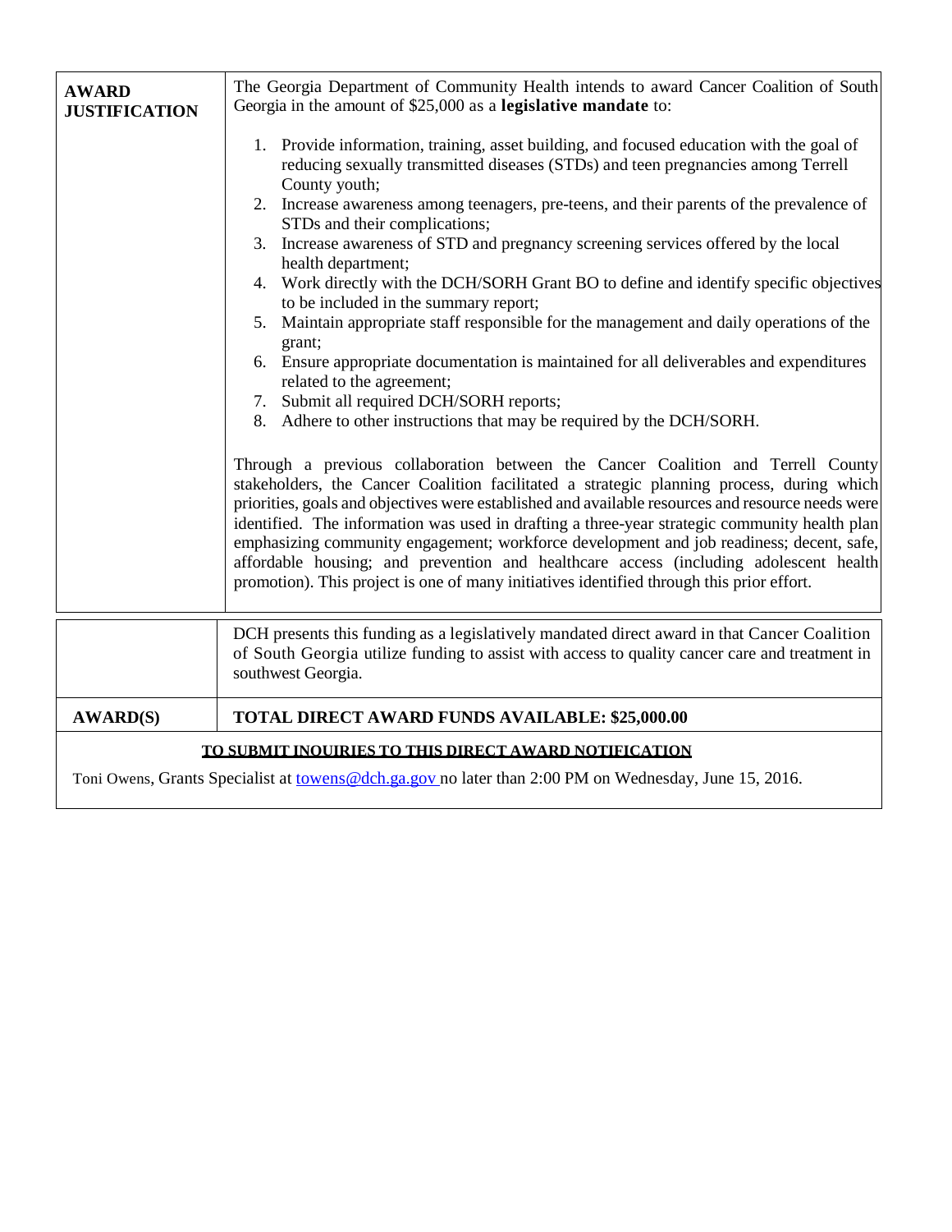| | |
|---|---|
| **AWARD JUSTIFICATION** | The Georgia Department of Community Health intends to award Cancer Coalition of South Georgia in the amount of $25,000 as a **legislative mandate** to:<br><br>1. Provide information, training, asset building, and focused education with the goal of reducing sexually transmitted diseases (STDs) and teen pregnancies among Terrell County youth;<br>2. Increase awareness among teenagers, pre-teens, and their parents of the prevalence of STDs and their complications;<br>3. Increase awareness of STD and pregnancy screening services offered by the local health department;<br>4. Work directly with the DCH/SORH Grant BO to define and identify specific objectives to be included in the summary report;<br>5. Maintain appropriate staff responsible for the management and daily operations of the grant;<br>6. Ensure appropriate documentation is maintained for all deliverables and expenditures related to the agreement;<br>7. Submit all required DCH/SORH reports;<br>8. Adhere to other instructions that may be required by the DCH/SORH.<br><br>Through a previous collaboration between the Cancer Coalition and Terrell County stakeholders, the Cancer Coalition facilitated a strategic planning process, during which priorities, goals and objectives were established and available resources and resource needs were identified. The information was used in drafting a three-year strategic community health plan emphasizing community engagement; workforce development and job readiness; decent, safe, affordable housing; and prevention and healthcare access (including adolescent health promotion). This project is one of many initiatives identified through this prior effort. |
| | DCH presents this funding as a legislatively mandated direct award in that Cancer Coalition of South Georgia utilize funding to assist with access to quality cancer care and treatment in southwest Georgia. |
| **AWARD(S)** | **TOTAL DIRECT AWARD FUNDS AVAILABLE: $25,000.00** |

**TO SUBMIT INQUIRIES TO THIS DIRECT AWARD NOTIFICATION**

Toni Owens, Grants Specialist at towens@dch.ga.gov no later than 2:00 PM on Wednesday, June 15, 2016.